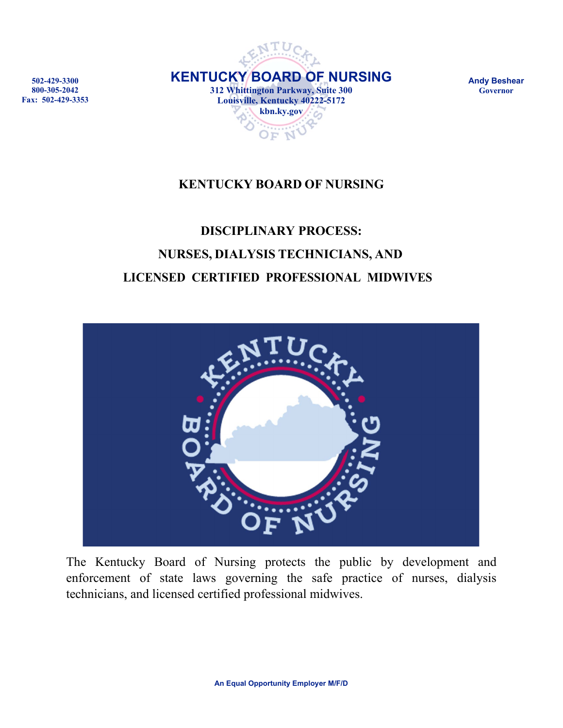502-429-3300
800-305-2042
Fax: 502-429-3353

**KENTUCKY BOARD OF NURSING**

312 Whittington Parkway, Suite 300
Louisville, Kentucky 40222-5172
kbn.ky.gov

**Andy Beshear**
Governor

# KENTUCKY BOARD OF NURSING

## DISCIPLINARY PROCESS:
## NURSES, DIALYSIS TECHNICIANS, AND
## LICENSED CERTIFIED PROFESSIONAL MIDWIVES

The Kentucky Board of Nursing protects the public by development and enforcement of state laws governing the safe practice of nurses, dialysis technicians, and licensed certified professional midwives.

An Equal Opportunity Employer M/F/D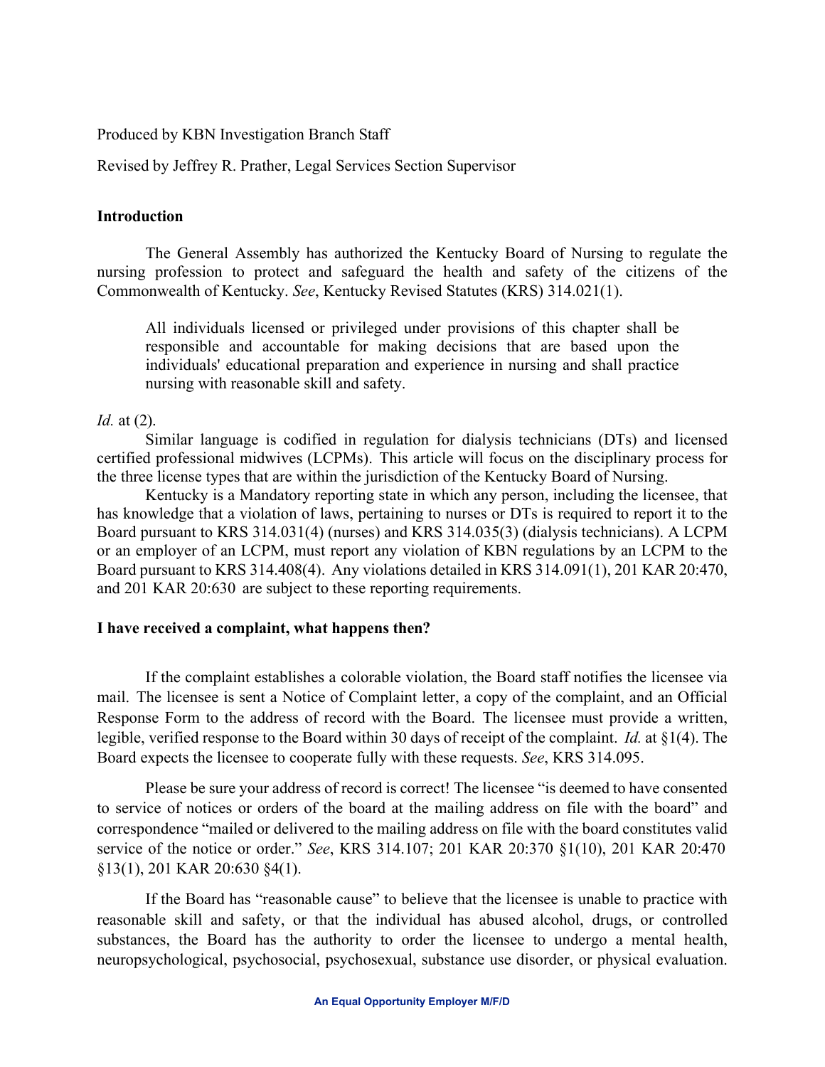Produced by KBN Investigation Branch Staff

Revised by Jeffrey R. Prather, Legal Services Section Supervisor

## Introduction

The General Assembly has authorized the Kentucky Board of Nursing to regulate the nursing profession to protect and safeguard the health and safety of the citizens of the Commonwealth of Kentucky. *See*, Kentucky Revised Statutes (KRS) 314.021(1).

> All individuals licensed or privileged under provisions of this chapter shall be responsible and accountable for making decisions that are based upon the individuals' educational preparation and experience in nursing and shall practice nursing with reasonable skill and safety.

*Id.* at (2).

Similar language is codified in regulation for dialysis technicians (DTs) and licensed certified professional midwives (LCPMs). This article will focus on the disciplinary process for the three license types that are within the jurisdiction of the Kentucky Board of Nursing.

Kentucky is a Mandatory reporting state in which any person, including the licensee, that has knowledge that a violation of laws, pertaining to nurses or DTs is required to report it to the Board pursuant to KRS 314.031(4) (nurses) and KRS 314.035(3) (dialysis technicians). A LCPM or an employer of an LCPM, must report any violation of KBN regulations by an LCPM to the Board pursuant to KRS 314.408(4). Any violations detailed in KRS 314.091(1), 201 KAR 20:470, and 201 KAR 20:630 are subject to these reporting requirements.

## I have received a complaint, what happens then?

If the complaint establishes a colorable violation, the Board staff notifies the licensee via mail. The licensee is sent a Notice of Complaint letter, a copy of the complaint, and an Official Response Form to the address of record with the Board. The licensee must provide a written, legible, verified response to the Board within 30 days of receipt of the complaint. *Id.* at §1(4). The Board expects the licensee to cooperate fully with these requests. *See*, KRS 314.095.

Please be sure your address of record is correct! The licensee "is deemed to have consented to service of notices or orders of the board at the mailing address on file with the board" and correspondence "mailed or delivered to the mailing address on file with the board constitutes valid service of the notice or order." *See*, KRS 314.107; 201 KAR 20:370 §1(10), 201 KAR 20:470 §13(1), 201 KAR 20:630 §4(1).

If the Board has "reasonable cause" to believe that the licensee is unable to practice with reasonable skill and safety, or that the individual has abused alcohol, drugs, or controlled substances, the Board has the authority to order the licensee to undergo a mental health, neuropsychological, psychosocial, psychosexual, substance use disorder, or physical evaluation.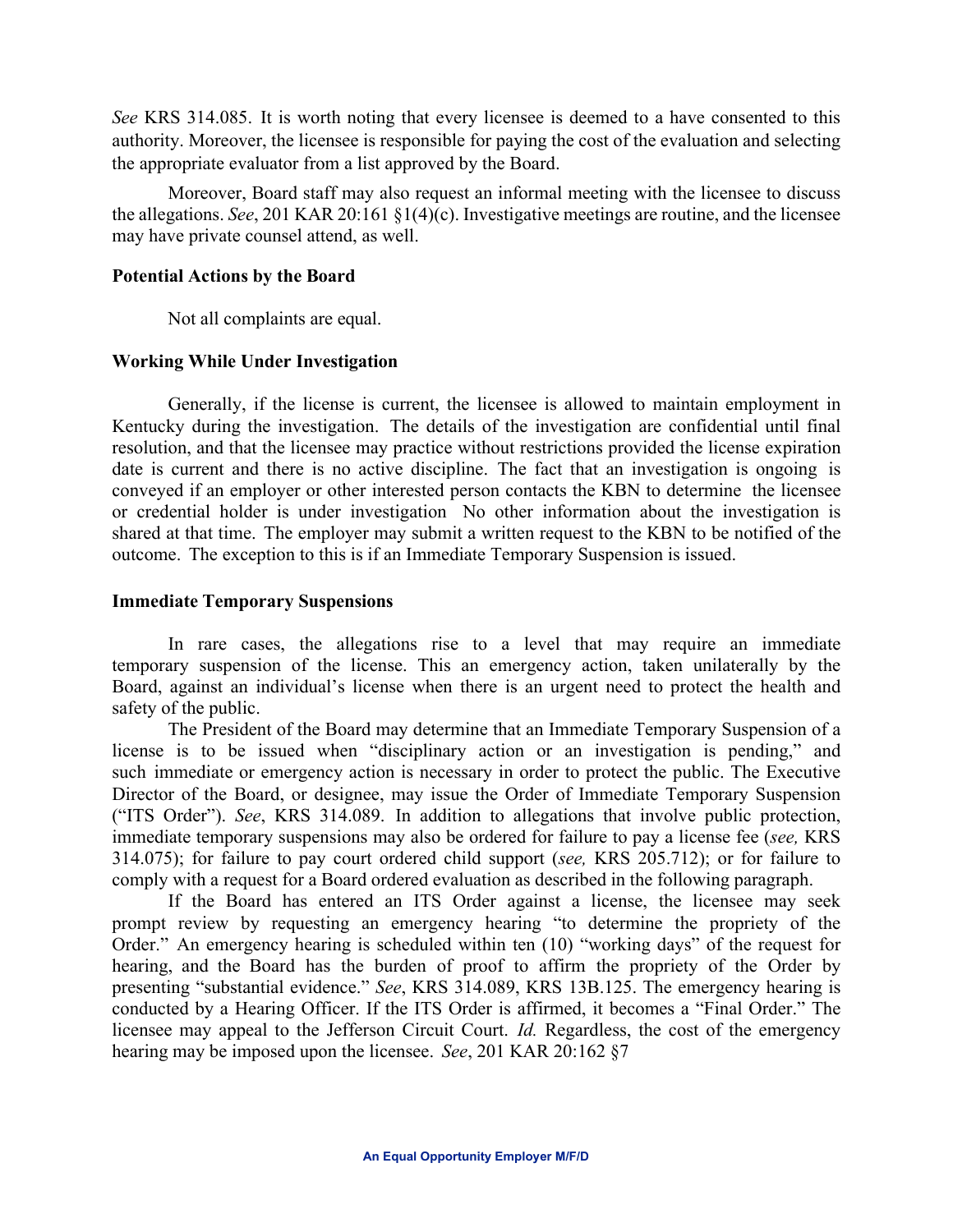*See* KRS 314.085. It is worth noting that every licensee is deemed to a have consented to this authority. Moreover, the licensee is responsible for paying the cost of the evaluation and selecting the appropriate evaluator from a list approved by the Board.

Moreover, Board staff may also request an informal meeting with the licensee to discuss the allegations. *See*, 201 KAR 20:161 §1(4)(c). Investigative meetings are routine, and the licensee may have private counsel attend, as well.

**Potential Actions by the Board**

Not all complaints are equal.

**Working While Under Investigation**

Generally, if the license is current, the licensee is allowed to maintain employment in Kentucky during the investigation. The details of the investigation are confidential until final resolution, and that the licensee may practice without restrictions provided the license expiration date is current and there is no active discipline. The fact that an investigation is ongoing is conveyed if an employer or other interested person contacts the KBN to determine the licensee or credential holder is under investigation No other information about the investigation is shared at that time. The employer may submit a written request to the KBN to be notified of the outcome. The exception to this is if an Immediate Temporary Suspension is issued.

**Immediate Temporary Suspensions**

In rare cases, the allegations rise to a level that may require an immediate temporary suspension of the license. This an emergency action, taken unilaterally by the Board, against an individual's license when there is an urgent need to protect the health and safety of the public.

The President of the Board may determine that an Immediate Temporary Suspension of a license is to be issued when "disciplinary action or an investigation is pending," and such immediate or emergency action is necessary in order to protect the public. The Executive Director of the Board, or designee, may issue the Order of Immediate Temporary Suspension ("ITS Order"). *See*, KRS 314.089. In addition to allegations that involve public protection, immediate temporary suspensions may also be ordered for failure to pay a license fee (*see,* KRS 314.075); for failure to pay court ordered child support (*see,* KRS 205.712); or for failure to comply with a request for a Board ordered evaluation as described in the following paragraph.

If the Board has entered an ITS Order against a license, the licensee may seek prompt review by requesting an emergency hearing "to determine the propriety of the Order." An emergency hearing is scheduled within ten (10) "working days" of the request for hearing, and the Board has the burden of proof to affirm the propriety of the Order by presenting "substantial evidence." *See*, KRS 314.089, KRS 13B.125. The emergency hearing is conducted by a Hearing Officer. If the ITS Order is affirmed, it becomes a "Final Order." The licensee may appeal to the Jefferson Circuit Court. *Id.* Regardless, the cost of the emergency hearing may be imposed upon the licensee. *See*, 201 KAR 20:162 §7

An Equal Opportunity Employer M/F/D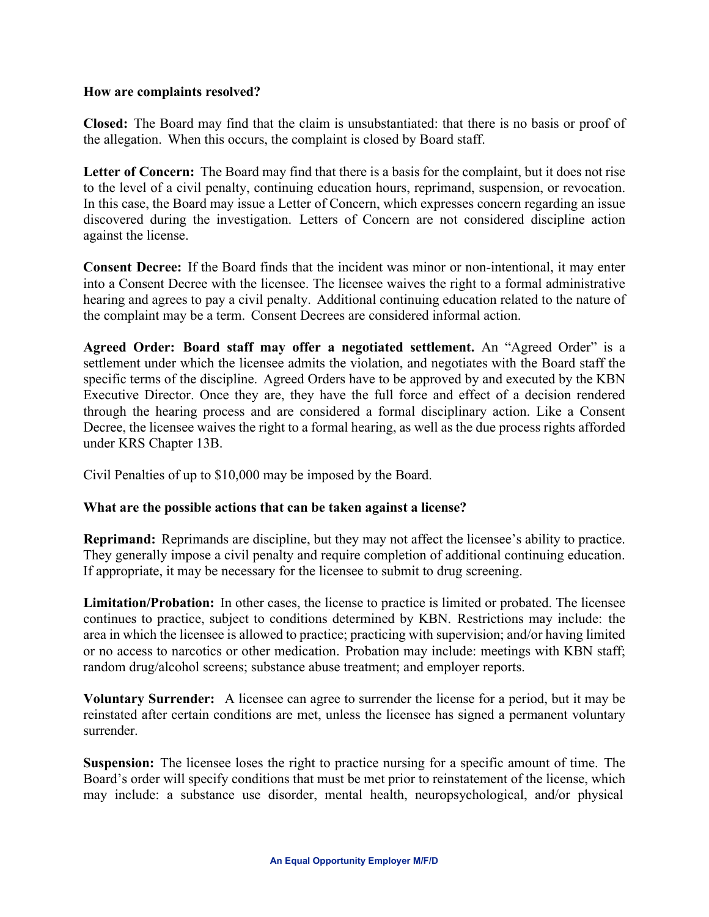**How are complaints resolved?**

**Closed:** The Board may find that the claim is unsubstantiated: that there is no basis or proof of the allegation. When this occurs, the complaint is closed by Board staff.

**Letter of Concern:** The Board may find that there is a basis for the complaint, but it does not rise to the level of a civil penalty, continuing education hours, reprimand, suspension, or revocation. In this case, the Board may issue a Letter of Concern, which expresses concern regarding an issue discovered during the investigation. Letters of Concern are not considered discipline action against the license.

**Consent Decree:** If the Board finds that the incident was minor or non-intentional, it may enter into a Consent Decree with the licensee. The licensee waives the right to a formal administrative hearing and agrees to pay a civil penalty. Additional continuing education related to the nature of the complaint may be a term. Consent Decrees are considered informal action.

**Agreed Order: Board staff may offer a negotiated settlement.** An "Agreed Order" is a settlement under which the licensee admits the violation, and negotiates with the Board staff the specific terms of the discipline. Agreed Orders have to be approved by and executed by the KBN Executive Director. Once they are, they have the full force and effect of a decision rendered through the hearing process and are considered a formal disciplinary action. Like a Consent Decree, the licensee waives the right to a formal hearing, as well as the due process rights afforded under KRS Chapter 13B.

Civil Penalties of up to $10,000 may be imposed by the Board.

**What are the possible actions that can be taken against a license?**

**Reprimand:** Reprimands are discipline, but they may not affect the licensee's ability to practice. They generally impose a civil penalty and require completion of additional continuing education. If appropriate, it may be necessary for the licensee to submit to drug screening.

**Limitation/Probation:** In other cases, the license to practice is limited or probated. The licensee continues to practice, subject to conditions determined by KBN. Restrictions may include: the area in which the licensee is allowed to practice; practicing with supervision; and/or having limited or no access to narcotics or other medication. Probation may include: meetings with KBN staff; random drug/alcohol screens; substance abuse treatment; and employer reports.

**Voluntary Surrender:** A licensee can agree to surrender the license for a period, but it may be reinstated after certain conditions are met, unless the licensee has signed a permanent voluntary surrender.

**Suspension:** The licensee loses the right to practice nursing for a specific amount of time. The Board's order will specify conditions that must be met prior to reinstatement of the license, which may include: a substance use disorder, mental health, neuropsychological, and/or physical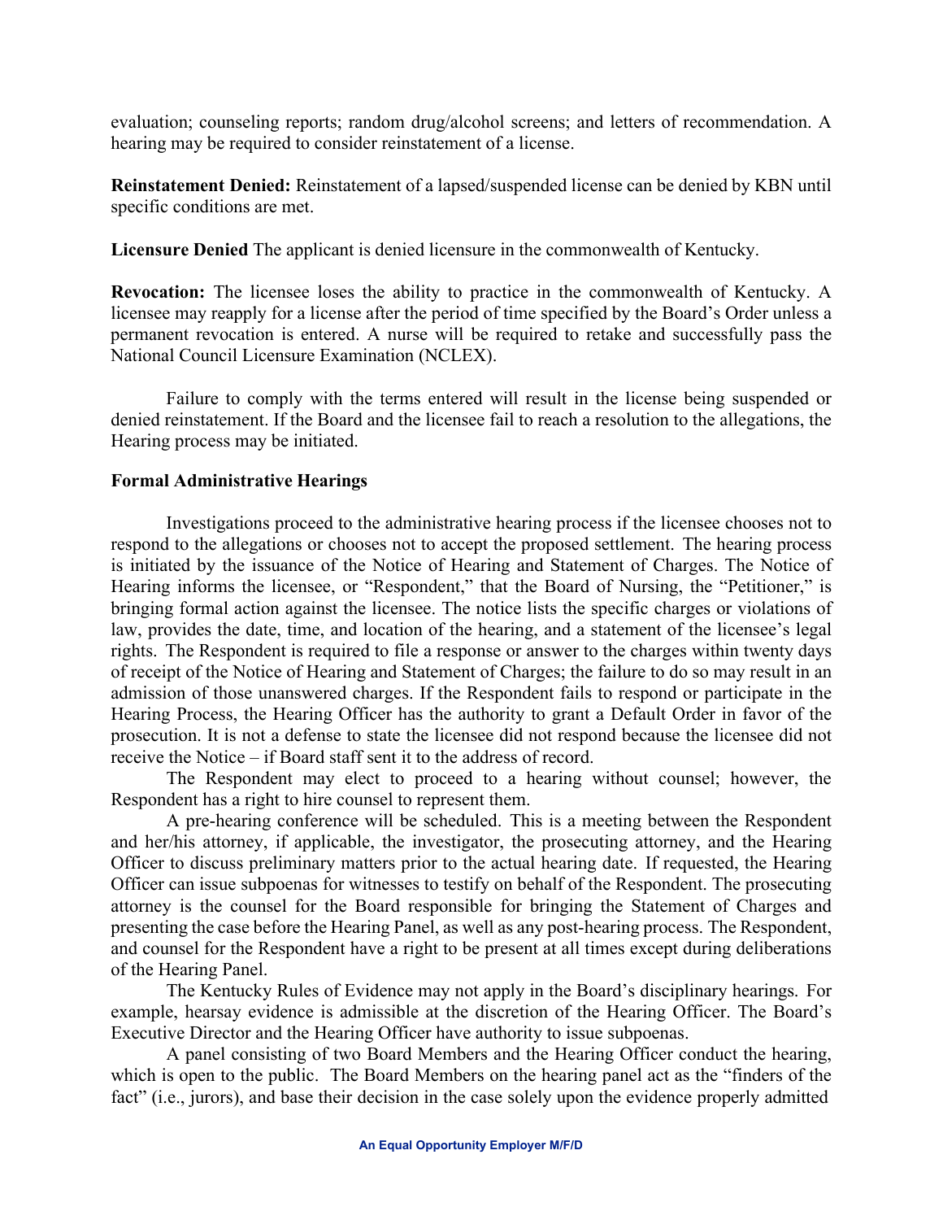evaluation; counseling reports; random drug/alcohol screens; and letters of recommendation. A hearing may be required to consider reinstatement of a license.

**Reinstatement Denied:** Reinstatement of a lapsed/suspended license can be denied by KBN until specific conditions are met.

**Licensure Denied** The applicant is denied licensure in the commonwealth of Kentucky.

**Revocation:** The licensee loses the ability to practice in the commonwealth of Kentucky. A licensee may reapply for a license after the period of time specified by the Board's Order unless a permanent revocation is entered. A nurse will be required to retake and successfully pass the National Council Licensure Examination (NCLEX).

Failure to comply with the terms entered will result in the license being suspended or denied reinstatement. If the Board and the licensee fail to reach a resolution to the allegations, the Hearing process may be initiated.

**Formal Administrative Hearings**

Investigations proceed to the administrative hearing process if the licensee chooses not to respond to the allegations or chooses not to accept the proposed settlement. The hearing process is initiated by the issuance of the Notice of Hearing and Statement of Charges. The Notice of Hearing informs the licensee, or "Respondent," that the Board of Nursing, the "Petitioner," is bringing formal action against the licensee. The notice lists the specific charges or violations of law, provides the date, time, and location of the hearing, and a statement of the licensee's legal rights. The Respondent is required to file a response or answer to the charges within twenty days of receipt of the Notice of Hearing and Statement of Charges; the failure to do so may result in an admission of those unanswered charges. If the Respondent fails to respond or participate in the Hearing Process, the Hearing Officer has the authority to grant a Default Order in favor of the prosecution. It is not a defense to state the licensee did not respond because the licensee did not receive the Notice – if Board staff sent it to the address of record.

The Respondent may elect to proceed to a hearing without counsel; however, the Respondent has a right to hire counsel to represent them.

A pre-hearing conference will be scheduled. This is a meeting between the Respondent and her/his attorney, if applicable, the investigator, the prosecuting attorney, and the Hearing Officer to discuss preliminary matters prior to the actual hearing date. If requested, the Hearing Officer can issue subpoenas for witnesses to testify on behalf of the Respondent. The prosecuting attorney is the counsel for the Board responsible for bringing the Statement of Charges and presenting the case before the Hearing Panel, as well as any post-hearing process. The Respondent, and counsel for the Respondent have a right to be present at all times except during deliberations of the Hearing Panel.

The Kentucky Rules of Evidence may not apply in the Board's disciplinary hearings. For example, hearsay evidence is admissible at the discretion of the Hearing Officer. The Board's Executive Director and the Hearing Officer have authority to issue subpoenas.

A panel consisting of two Board Members and the Hearing Officer conduct the hearing, which is open to the public. The Board Members on the hearing panel act as the "finders of the fact" (i.e., jurors), and base their decision in the case solely upon the evidence properly admitted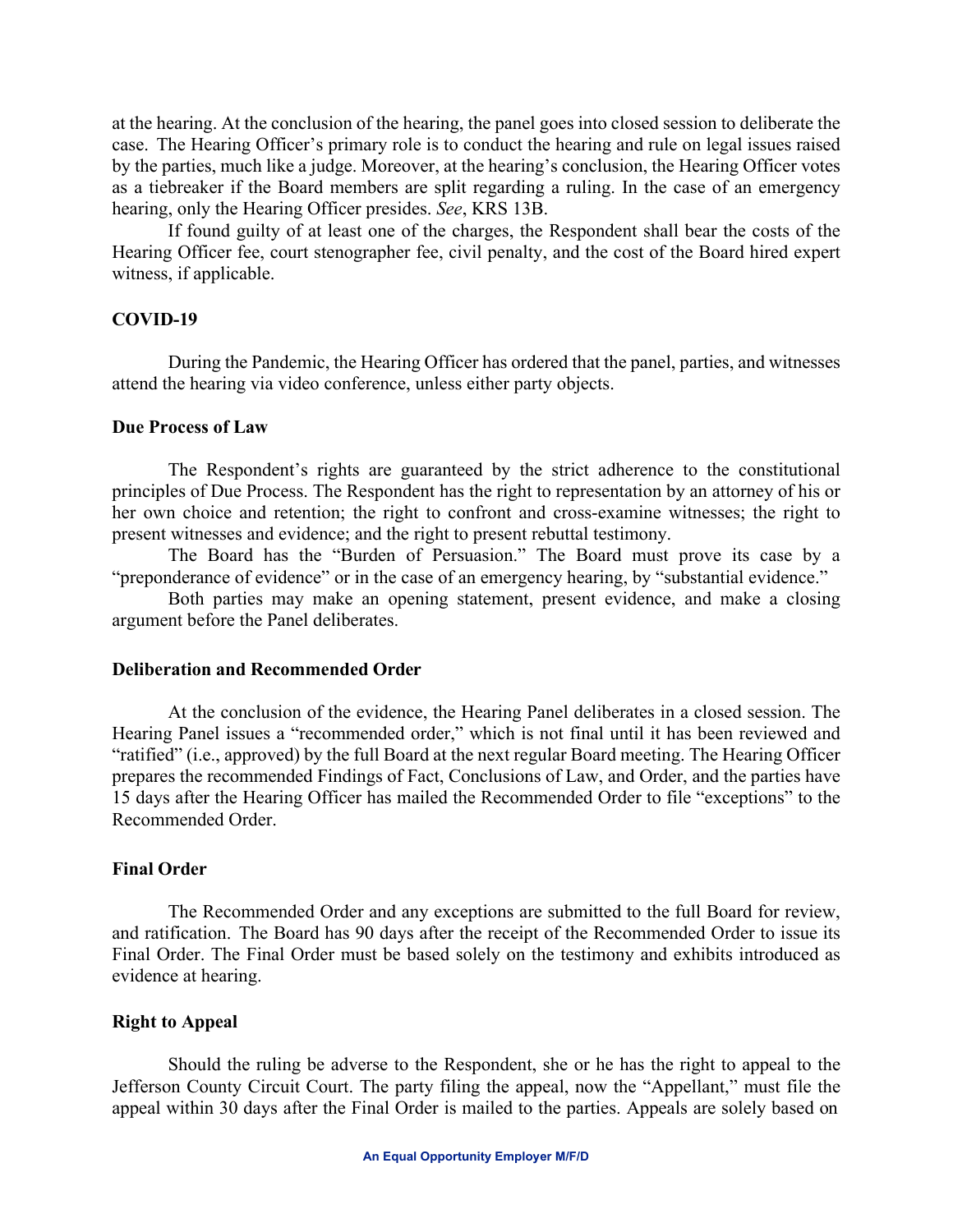at the hearing. At the conclusion of the hearing, the panel goes into closed session to deliberate the case. The Hearing Officer's primary role is to conduct the hearing and rule on legal issues raised by the parties, much like a judge. Moreover, at the hearing's conclusion, the Hearing Officer votes as a tiebreaker if the Board members are split regarding a ruling. In the case of an emergency hearing, only the Hearing Officer presides. *See*, KRS 13B.

If found guilty of at least one of the charges, the Respondent shall bear the costs of the Hearing Officer fee, court stenographer fee, civil penalty, and the cost of the Board hired expert witness, if applicable.

**COVID-19**

During the Pandemic, the Hearing Officer has ordered that the panel, parties, and witnesses attend the hearing via video conference, unless either party objects.

**Due Process of Law**

The Respondent's rights are guaranteed by the strict adherence to the constitutional principles of Due Process. The Respondent has the right to representation by an attorney of his or her own choice and retention; the right to confront and cross-examine witnesses; the right to present witnesses and evidence; and the right to present rebuttal testimony.

The Board has the "Burden of Persuasion." The Board must prove its case by a "preponderance of evidence" or in the case of an emergency hearing, by "substantial evidence."

Both parties may make an opening statement, present evidence, and make a closing argument before the Panel deliberates.

**Deliberation and Recommended Order**

At the conclusion of the evidence, the Hearing Panel deliberates in a closed session. The Hearing Panel issues a "recommended order," which is not final until it has been reviewed and "ratified" (i.e., approved) by the full Board at the next regular Board meeting. The Hearing Officer prepares the recommended Findings of Fact, Conclusions of Law, and Order, and the parties have 15 days after the Hearing Officer has mailed the Recommended Order to file "exceptions" to the Recommended Order.

**Final Order**

The Recommended Order and any exceptions are submitted to the full Board for review, and ratification. The Board has 90 days after the receipt of the Recommended Order to issue its Final Order. The Final Order must be based solely on the testimony and exhibits introduced as evidence at hearing.

**Right to Appeal**

Should the ruling be adverse to the Respondent, she or he has the right to appeal to the Jefferson County Circuit Court. The party filing the appeal, now the "Appellant," must file the appeal within 30 days after the Final Order is mailed to the parties. Appeals are solely based on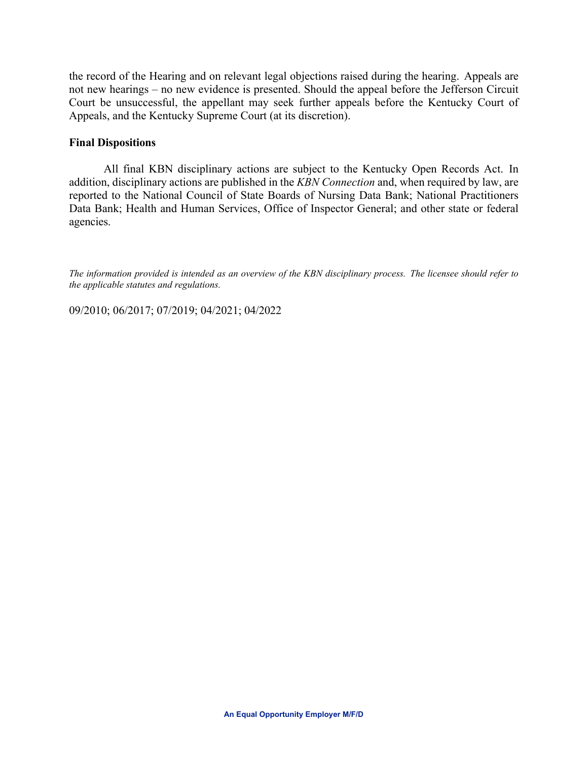the record of the Hearing and on relevant legal objections raised during the hearing. Appeals are not new hearings – no new evidence is presented. Should the appeal before the Jefferson Circuit Court be unsuccessful, the appellant may seek further appeals before the Kentucky Court of Appeals, and the Kentucky Supreme Court (at its discretion).

**Final Dispositions**

All final KBN disciplinary actions are subject to the Kentucky Open Records Act. In addition, disciplinary actions are published in the *KBN Connection* and, when required by law, are reported to the National Council of State Boards of Nursing Data Bank; National Practitioners Data Bank; Health and Human Services, Office of Inspector General; and other state or federal agencies.

*The information provided is intended as an overview of the KBN disciplinary process. The licensee should refer to the applicable statutes and regulations.*

09/2010; 06/2017; 07/2019; 04/2021; 04/2022

**An Equal Opportunity Employer M/F/D**